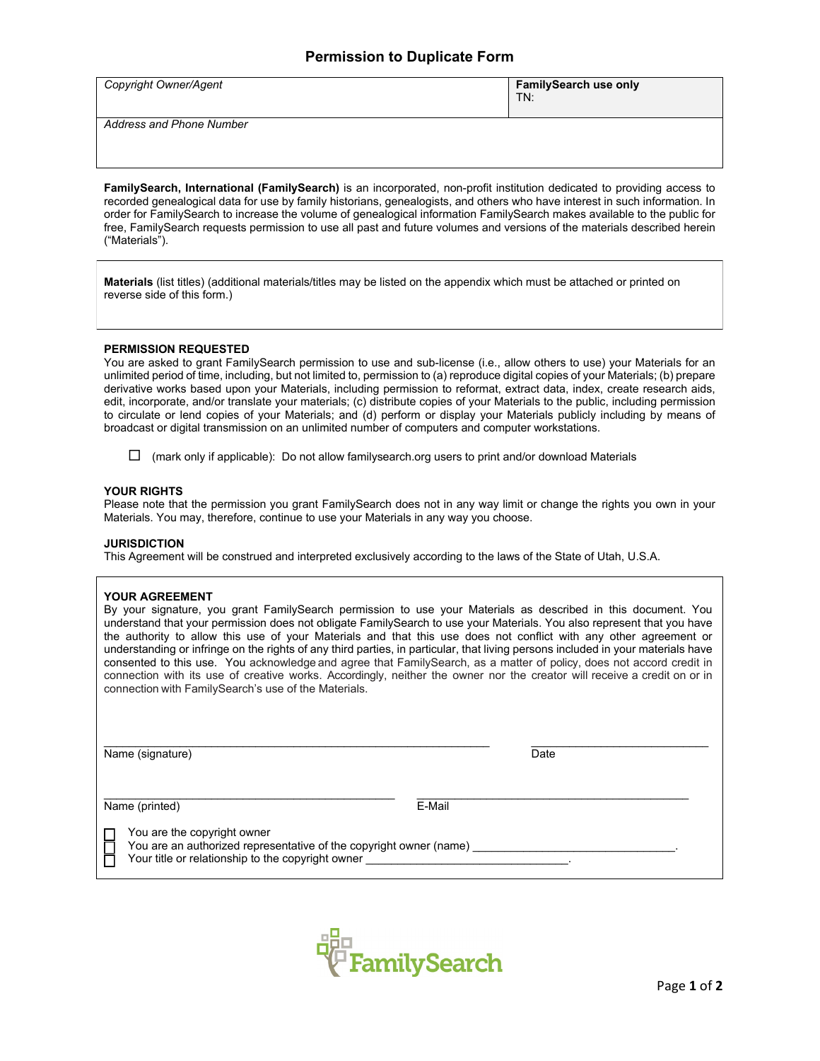# Permission to Duplicate Form

| *Copyright Owner/Agent* | **FamilySearch use only** TN: |
|---|---|
| *Address and Phone Number* | |

**FamilySearch, International (FamilySearch)** is an incorporated, non-profit institution dedicated to providing access to recorded genealogical data for use by family historians, genealogists, and others who have interest in such information. In order for FamilySearch to increase the volume of genealogical information FamilySearch makes available to the public for free, FamilySearch requests permission to use all past and future volumes and versions of the materials described herein ("Materials").

**Materials** (list titles) (additional materials/titles may be listed on the appendix which must be attached or printed on reverse side of this form.)

### PERMISSION REQUESTED

You are asked to grant FamilySearch permission to use and sub-license (i.e., allow others to use) your Materials for an unlimited period of time, including, but not limited to, permission to (a) reproduce digital copies of your Materials; (b) prepare derivative works based upon your Materials, including permission to reformat, extract data, index, create research aids, edit, incorporate, and/or translate your materials; (c) distribute copies of your Materials to the public, including permission to circulate or lend copies of your Materials; and (d) perform or display your Materials publicly including by means of broadcast or digital transmission on an unlimited number of computers and computer workstations.

☐ (mark only if applicable): Do not allow familysearch.org users to print and/or download Materials

### YOUR RIGHTS

Please note that the permission you grant FamilySearch does not in any way limit or change the rights you own in your Materials. You may, therefore, continue to use your Materials in any way you choose.

### JURISDICTION

This Agreement will be construed and interpreted exclusively according to the laws of the State of Utah, U.S.A.

### YOUR AGREEMENT

By your signature, you grant FamilySearch permission to use your Materials as described in this document. You understand that your permission does not obligate FamilySearch to use your Materials. You also represent that you have the authority to allow this use of your Materials and that this use does not conflict with any other agreement or understanding or infringe on the rights of any third parties, in particular, that living persons included in your materials have consented to this use. You acknowledge and agree that FamilySearch, as a matter of policy, does not accord credit in connection with its use of creative works. Accordingly, neither the owner nor the creator will receive a credit on or in connection with FamilySearch's use of the Materials.

_______________________________________________ _______________________
Name (signature) Date

_______________________________________ _______________________________________
Name (printed) E-Mail

☐ You are the copyright owner
☐ You are an authorized representative of the copyright owner (name) ______________________________.
☐ Your title or relationship to the copyright owner ______________________________.

FamilySearch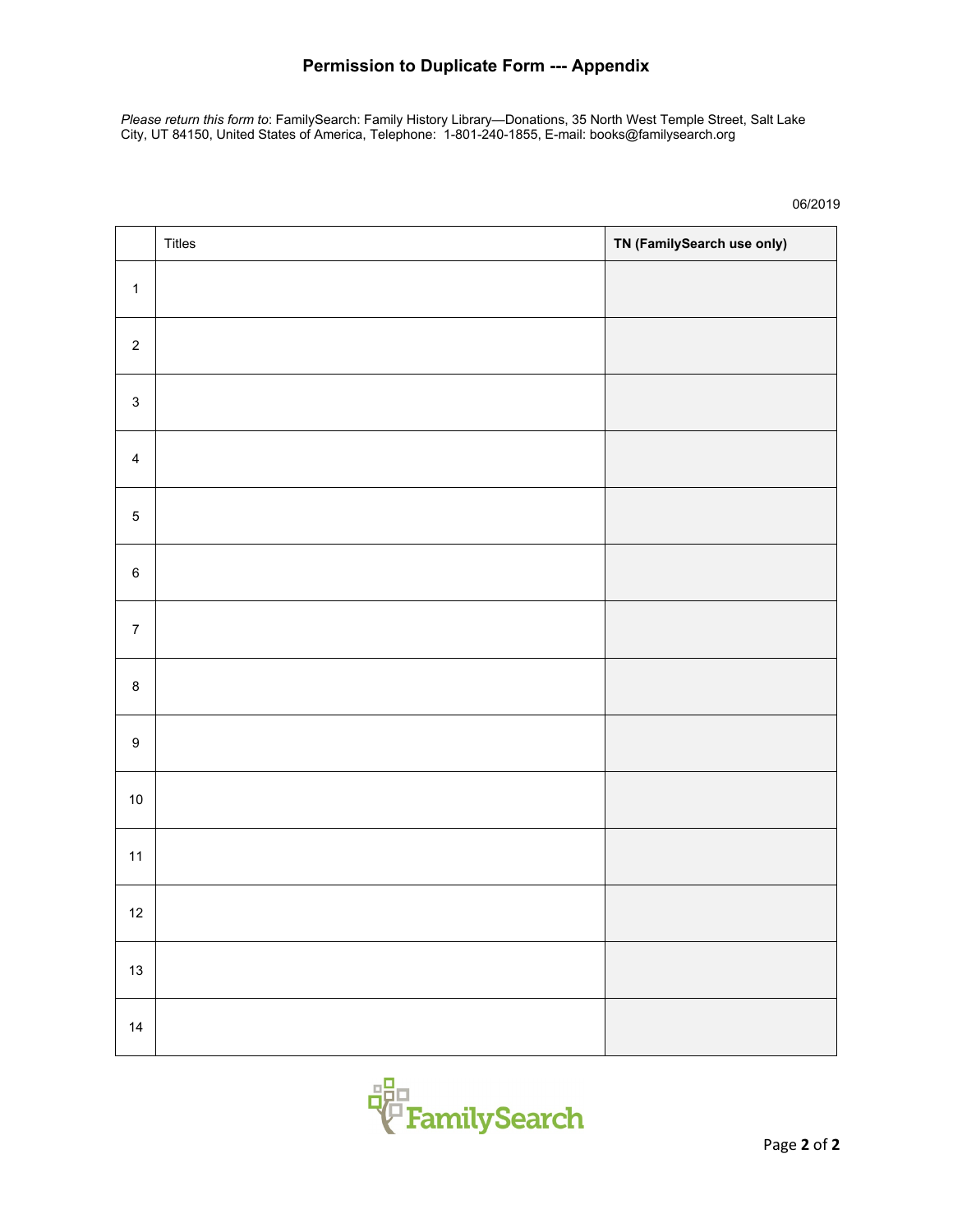# Permission to Duplicate Form --- Appendix

*Please return this form to*: FamilySearch: Family History Library—Donations, 35 North West Temple Street, Salt Lake City, UT 84150, United States of America, Telephone: 1-801-240-1855, E-mail: books@familysearch.org

06/2019

| | Titles | **TN (FamilySearch use only)** |
|---|---|---|
| 1 | | |
| 2 | | |
| 3 | | |
| 4 | | |
| 5 | | |
| 6 | | |
| 7 | | |
| 8 | | |
| 9 | | |
| 10 | | |
| 11 | | |
| 12 | | |
| 13 | | |
| 14 | | |

FamilySearch